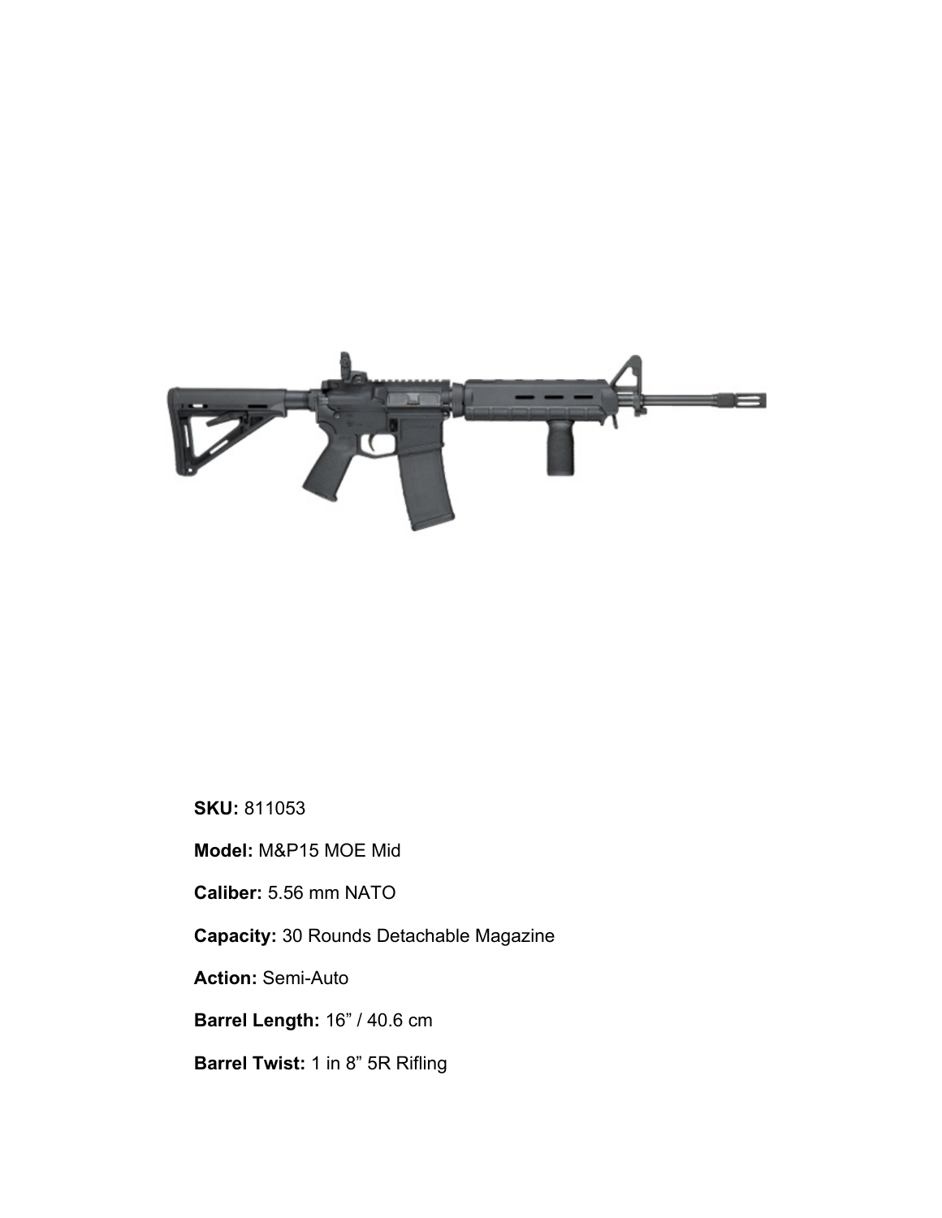**SKU:** 811053

**Model:** M&P15 MOE Mid

**Caliber:** 5.56 mm NATO

**Capacity:** 30 Rounds Detachable Magazine

**Action:** Semi-Auto

**Barrel Length:** 16” / 40.6 cm

**Barrel Twist:** 1 in 8” 5R Rifling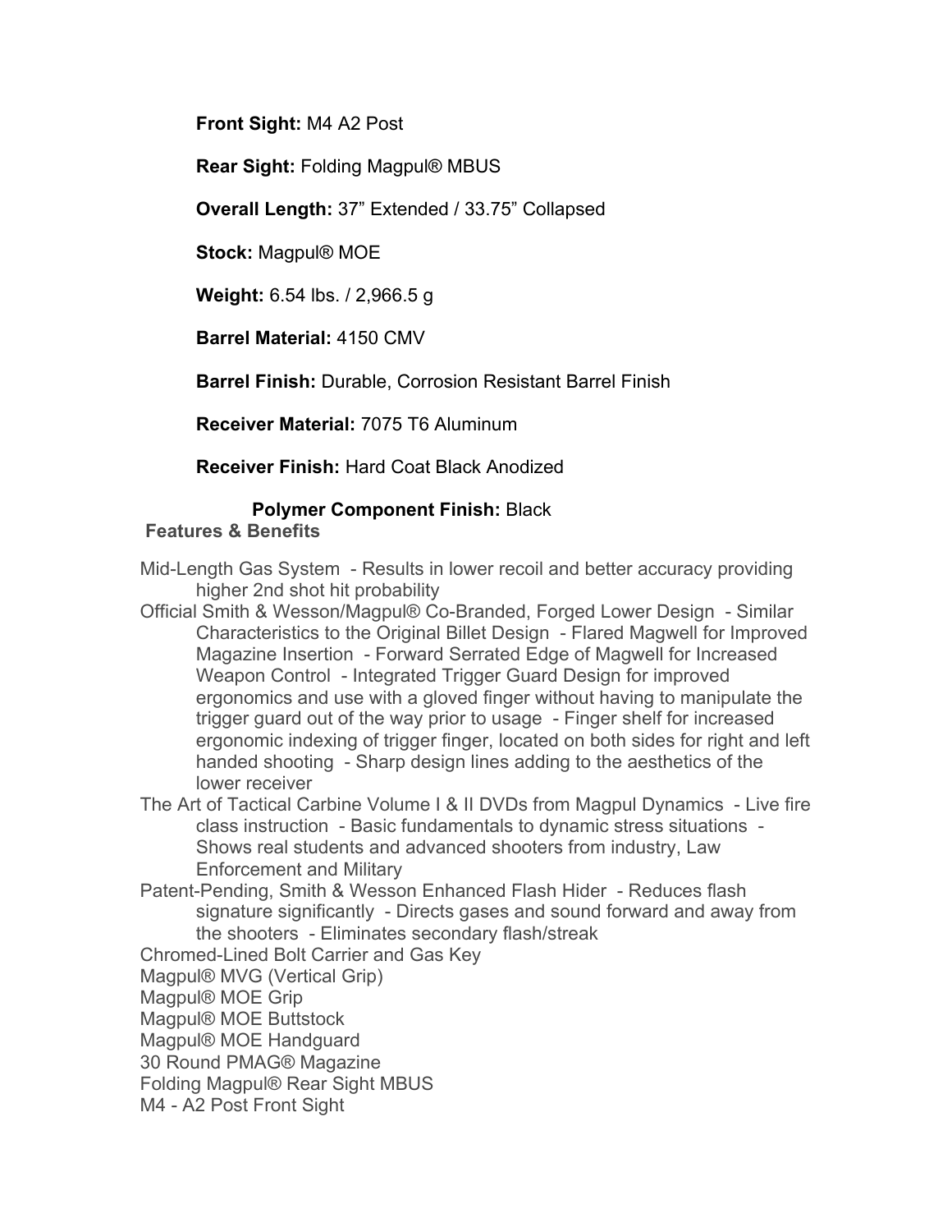**Front Sight:** M4 A2 Post

**Rear Sight:** Folding Magpul® MBUS

**Overall Length:** 37” Extended / 33.75” Collapsed

**Stock:** Magpul® MOE

**Weight:** 6.54 lbs. / 2,966.5 g

**Barrel Material:** 4150 CMV

**Barrel Finish:** Durable, Corrosion Resistant Barrel Finish

**Receiver Material:** 7075 T6 Aluminum

**Receiver Finish:** Hard Coat Black Anodized

**Polymer Component Finish:** Black

**Features & Benefits**

Mid-Length Gas System - Results in lower recoil and better accuracy providing higher 2nd shot hit probability

Official Smith & Wesson/Magpul® Co-Branded, Forged Lower Design - Similar Characteristics to the Original Billet Design - Flared Magwell for Improved Magazine Insertion - Forward Serrated Edge of Magwell for Increased Weapon Control - Integrated Trigger Guard Design for improved ergonomics and use with a gloved finger without having to manipulate the trigger guard out of the way prior to usage - Finger shelf for increased ergonomic indexing of trigger finger, located on both sides for right and left handed shooting - Sharp design lines adding to the aesthetics of the lower receiver

The Art of Tactical Carbine Volume I & II DVDs from Magpul Dynamics - Live fire class instruction - Basic fundamentals to dynamic stress situations - Shows real students and advanced shooters from industry, Law Enforcement and Military

Patent-Pending, Smith & Wesson Enhanced Flash Hider - Reduces flash signature significantly - Directs gases and sound forward and away from the shooters - Eliminates secondary flash/streak

Chromed-Lined Bolt Carrier and Gas Key

Magpul® MVG (Vertical Grip)

Magpul® MOE Grip

Magpul® MOE Buttstock

Magpul® MOE Handguard

30 Round PMAG® Magazine

Folding Magpul® Rear Sight MBUS

M4 - A2 Post Front Sight